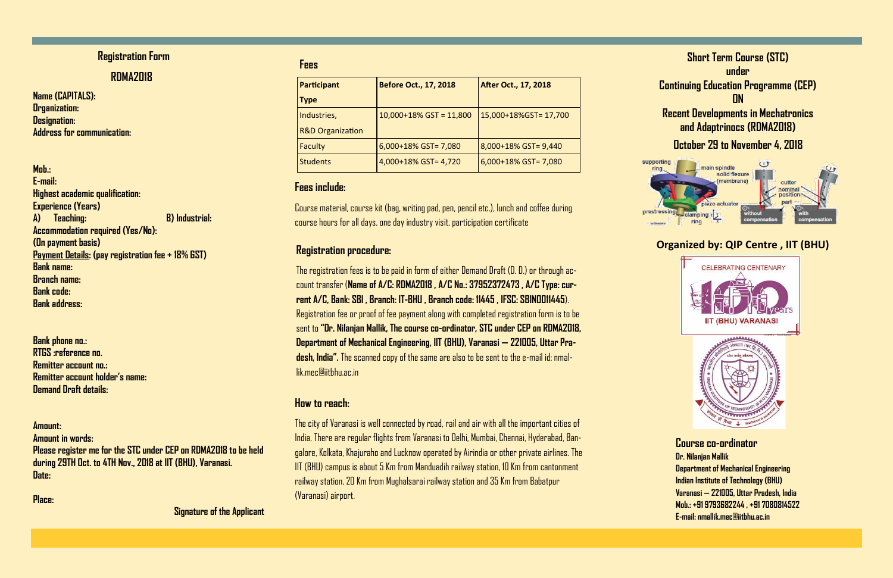## Registration Form

## RDMA2018

**Name (CAPITALS):**
**Organization:**
**Designation:**
**Address for communication:**

**Mob.:**
**E-mail:**
**Highest academic qualification:**
**Experience (Years)**
**A) Teaching: B) Industrial:**
**Accommodation required (Yes/No):**
**(On payment basis)**
**Payment Details: (pay registration fee + 18% GST)**
**Bank name:**
**Branch name:**
**Bank code:**
**Bank address:**

**Bank phone no.:**
**RTGS :reference no.**
**Remitter account no.:**
**Remitter account holder's name:**
**Demand Draft details:**

**Amount:**
**Amount in words:**
**Please register me for the STC under CEP on RDMA2018 to be held during 29TH Oct. to 4TH Nov., 2018 at IIT (BHU), Varanasi.**
**Date:**

**Place:**

**Signature of the Applicant**

## Fees

| Participant Type | Before Oct., 17, 2018 | After Oct., 17, 2018 |
|---|---|---|
| Industries, R&D Organization | 10,000+18% GST = 11,800 | 15,000+18%GST= 17,700 |
| Faculty | 6,000+18% GST= 7,080 | 8,000+18% GST= 9,440 |
| Students | 4,000+18% GST= 4,720 | 6,000+18% GST= 7,080 |

### Fees include:

Course material, course kit (bag, writing pad, pen, pencil etc.), lunch and coffee during course hours for all days, one day industry visit, participation certificate

### Registration procedure:

The registration fees is to be paid in form of either Demand Draft (D. D.) or through account transfer (**Name of A/C: RDMA2018 , A/C No.: 37952372473 , A/C Type: current A/C, Bank: SBI , Branch: IT-BHU , Branch code: 11445 , IFSC: SBIN0011445**). Registration fee or proof of fee payment along with completed registration form is to be sent to **"Dr. Nilanjan Mallik, The course co-ordinator, STC under CEP on RDMA2018, Department of Mechanical Engineering, IIT (BHU), Varanasi – 221005, Uttar Pradesh, India".** The scanned copy of the same are also to be sent to the e-mail id: nmallik.mec@iitbhu.ac.in

### How to reach:

The city of Varanasi is well connected by road, rail and air with all the important cities of India. There are regular flights from Varanasi to Delhi, Mumbai, Chennai, Hyderabad, Bangalore, Kolkata, Khajuraho and Lucknow operated by Airindia or other private airlines. The IIT (BHU) campus is about 5 Km from Manduadih railway station, 10 Km from cantonment railway station, 20 Km from Mughalsarai railway station and 35 Km from Babatpur (Varanasi) airport.

# Short Term Course (STC) under Continuing Education Programme (CEP) ON Recent Developments in Mechatronics and Adaptrinocs (RDMA2018)

## October 29 to November 4, 2018

## Organized by: QIP Centre , IIT (BHU)

### Course co-ordinator

**Dr. Nilanjan Mallik**
**Department of Mechanical Engineering**
**Indian Institute of Technology (BHU)**
**Varanasi – 221005, Uttar Pradesh, India**
**Mob.: +91 9793682244 , +91 7080814522**
**E-mail: nmallik.mec@iitbhu.ac.in**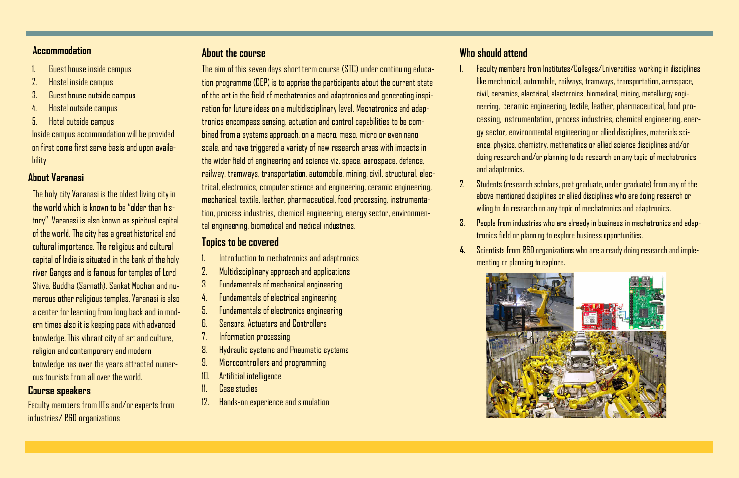## Accommodation

1. Guest house inside campus
2. Hostel inside campus
3. Guest house outside campus
4. Hostel outside campus
5. Hotel outside campus

Inside campus accommodation will be provided on first come first serve basis and upon availability

## About Varanasi

The holy city Varanasi is the oldest living city in the world which is known to be "older than history". Varanasi is also known as spiritual capital of the world. The city has a great historical and cultural importance. The religious and cultural capital of India is situated in the bank of the holy river Ganges and is famous for temples of Lord Shiva, Buddha (Sarnath), Sankat Mochan and numerous other religious temples. Varanasi is also a center for learning from long back and in modern times also it is keeping pace with advanced knowledge. This vibrant city of art and culture, religion and contemporary and modern knowledge has over the years attracted numerous tourists from all over the world.

## Course speakers

Faculty members from IITs and/or experts from industries/ R&D organizations

## About the course

The aim of this seven days short term course (STC) under continuing education programme (CEP) is to apprise the participants about the current state of the art in the field of mechatronics and adaptronics and generating inspiration for future ideas on a multidisciplinary level. Mechatronics and adaptronics encompass sensing, actuation and control capabilities to be combined from a systems approach, on a macro, meso, micro or even nano scale, and have triggered a variety of new research areas with impacts in the wider field of engineering and science viz. space, aerospace, defence, railway, tramways, transportation, automobile, mining, civil, structural, electrical, electronics, computer science and engineering, ceramic engineering, mechanical, textile, leather, pharmaceutical, food processing, instrumentation, process industries, chemical engineering, energy sector, environmental engineering, biomedical and medical industries.

## Topics to be covered

1. Introduction to mechatronics and adaptronics
2. Multidisciplinary approach and applications
3. Fundamentals of mechanical engineering
4. Fundamentals of electrical engineering
5. Fundamentals of electronics engineering
6. Sensors, Actuators and Controllers
7. Information processing
8. Hydraulic systems and Pneumatic systems
9. Microcontrollers and programming
10. Artificial intelligence
11. Case studies
12. Hands-on experience and simulation

## Who should attend

1. Faculty members from Institutes/Colleges/Universities working in disciplines like mechanical, automobile, railways, tramways, transportation, aerospace, civil, ceramics, electrical, electronics, biomedical, mining, metallurgy engineering, ceramic engineering, textile, leather, pharmaceutical, food processing, instrumentation, process industries, chemical engineering, energy sector, environmental engineering or allied disciplines, materials science, physics, chemistry, mathematics or allied science disciplines and/or doing research and/or planning to do research on any topic of mechatronics and adaptronics.
2. Students (research scholars, post graduate, under graduate) from any of the above mentioned disciplines or allied disciplines who are doing research or wiling to do research on any topic of mechatronics and adaptronics.
3. People from industries who are already in business in mechatronics and adaptronics field or planning to explore business opportunities.
4. Scientists from R&D organizations who are already doing research and implementing or planning to explore.